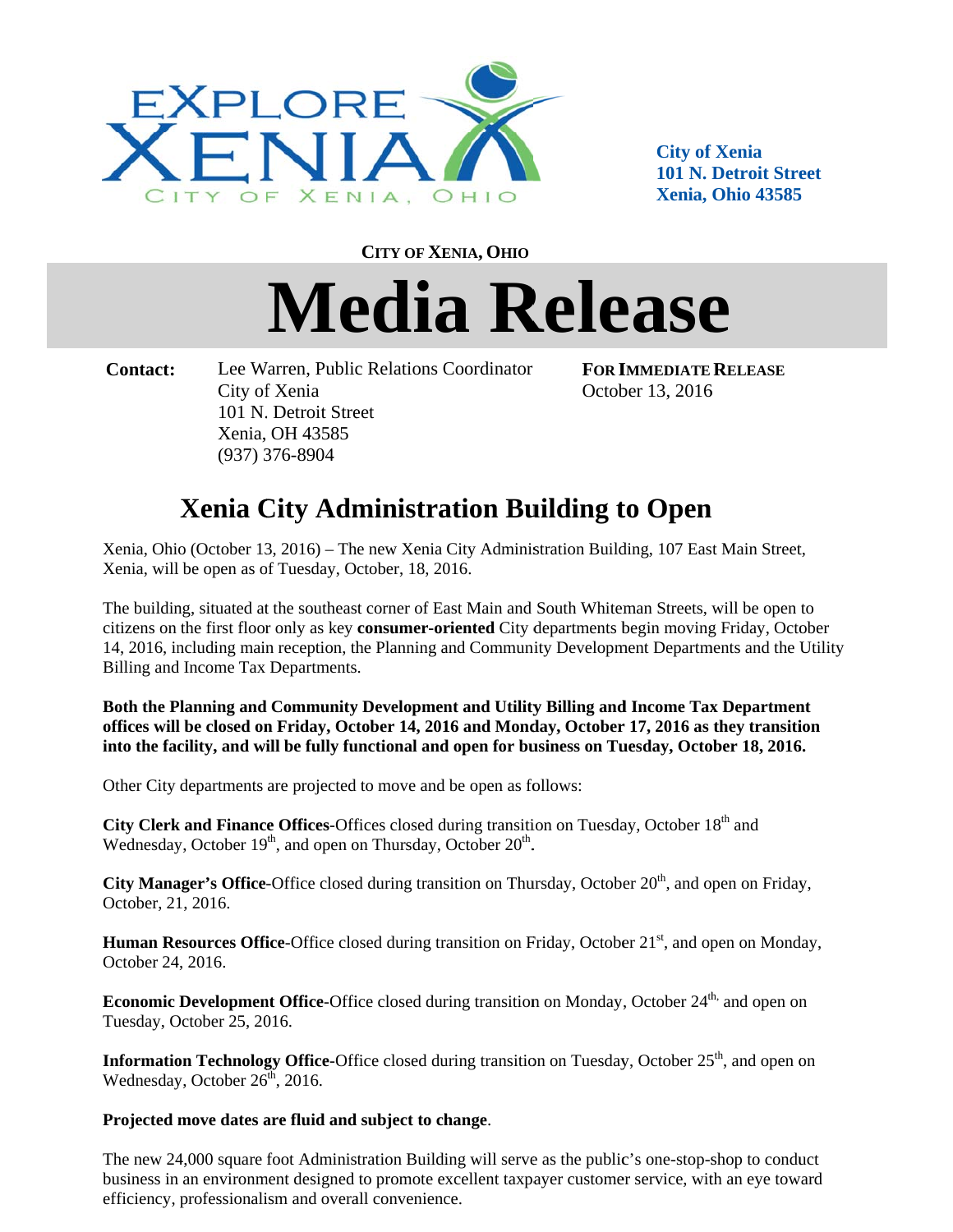City of Xenia
101 N. Detroit Street
Xenia, Ohio 43585

**CITY OF XENIA, OHIO**

# Media Release

**Contact:** Lee Warren, Public Relations Coordinator
City of Xenia
101 N. Detroit Street
Xenia, OH 43585
(937) 376-8904

**FOR IMMEDIATE RELEASE**
October 13, 2016

## Xenia City Administration Building to Open

Xenia, Ohio (October 13, 2016) – The new Xenia City Administration Building, 107 East Main Street, Xenia, will be open as of Tuesday, October, 18, 2016.

The building, situated at the southeast corner of East Main and South Whiteman Streets, will be open to citizens on the first floor only as key **consumer-oriented** City departments begin moving Friday, October 14, 2016, including main reception, the Planning and Community Development Departments and the Utility Billing and Income Tax Departments.

**Both the Planning and Community Development and Utility Billing and Income Tax Department offices will be closed on Friday, October 14, 2016 and Monday, October 17, 2016 as they transition into the facility, and will be fully functional and open for business on Tuesday, October 18, 2016.**

Other City departments are projected to move and be open as follows:

**City Clerk and Finance Offices**-Offices closed during transition on Tuesday, October 18th and Wednesday, October 19th, and open on Thursday, October 20th.

**City Manager's Office**-Office closed during transition on Thursday, October 20th, and open on Friday, October, 21, 2016.

**Human Resources Office**-Office closed during transition on Friday, October 21st, and open on Monday, October 24, 2016.

**Economic Development Office**-Office closed during transition on Monday, October 24th, and open on Tuesday, October 25, 2016.

**Information Technology Office**-Office closed during transition on Tuesday, October 25th, and open on Wednesday, October 26th, 2016.

**Projected move dates are fluid and subject to change**.

The new 24,000 square foot Administration Building will serve as the public's one-stop-shop to conduct business in an environment designed to promote excellent taxpayer customer service, with an eye toward efficiency, professionalism and overall convenience.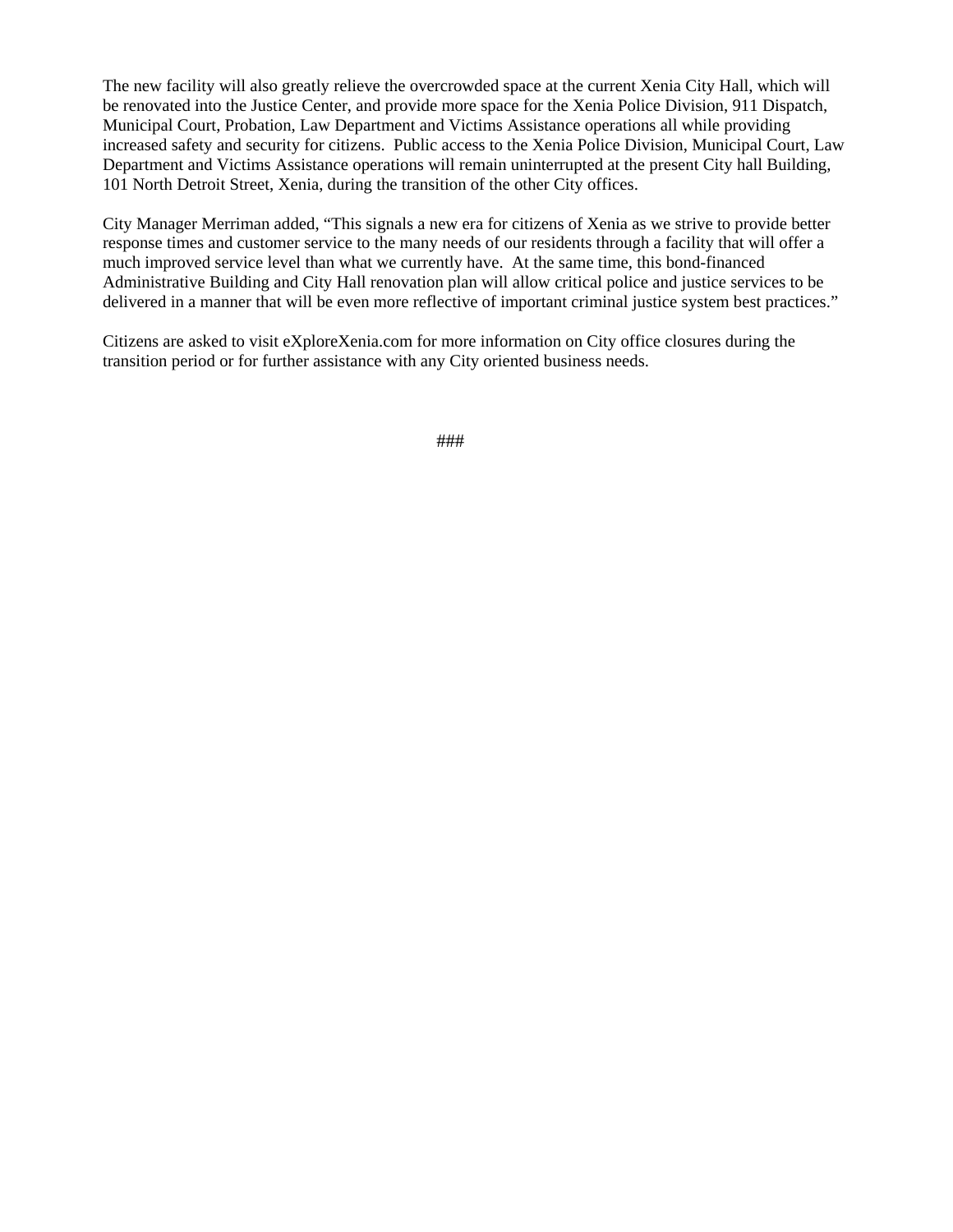The new facility will also greatly relieve the overcrowded space at the current Xenia City Hall, which will be renovated into the Justice Center, and provide more space for the Xenia Police Division, 911 Dispatch, Municipal Court, Probation, Law Department and Victims Assistance operations all while providing increased safety and security for citizens. Public access to the Xenia Police Division, Municipal Court, Law Department and Victims Assistance operations will remain uninterrupted at the present City hall Building, 101 North Detroit Street, Xenia, during the transition of the other City offices.

City Manager Merriman added, "This signals a new era for citizens of Xenia as we strive to provide better response times and customer service to the many needs of our residents through a facility that will offer a much improved service level than what we currently have. At the same time, this bond-financed Administrative Building and City Hall renovation plan will allow critical police and justice services to be delivered in a manner that will be even more reflective of important criminal justice system best practices."

Citizens are asked to visit eXploreXenia.com for more information on City office closures during the transition period or for further assistance with any City oriented business needs.

###